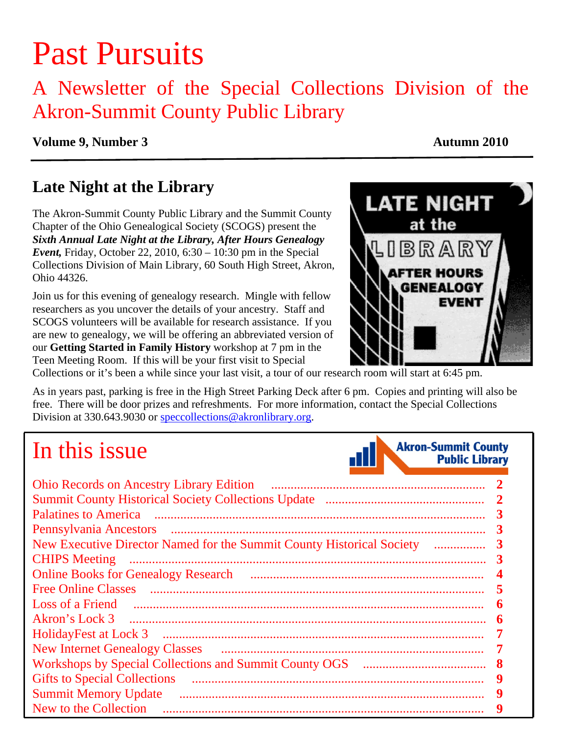# Past Pursuits

## A Newsletter of the Special Collections Division of the Akron-Summit County Public Library

**Volume 9, Number 3** **Autumn 2010**

## Late Night at the Library

The Akron-Summit County Public Library and the Summit County Chapter of the Ohio Genealogical Society (SCOGS) present the ***Sixth Annual Late Night at the Library, After Hours Genealogy Event,*** Friday, October 22, 2010, 6:30 – 10:30 pm in the Special Collections Division of Main Library, 60 South High Street, Akron, Ohio 44326.

Join us for this evening of genealogy research. Mingle with fellow researchers as you uncover the details of your ancestry. Staff and SCOGS volunteers will be available for research assistance. If you are new to genealogy, we will be offering an abbreviated version of our **Getting Started in Family History** workshop at 7 pm in the Teen Meeting Room. If this will be your first visit to Special Collections or it's been a while since your last visit, a tour of our research room will start at 6:45 pm.

As in years past, parking is free in the High Street Parking Deck after 6 pm. Copies and printing will also be free. There will be door prizes and refreshments. For more information, contact the Special Collections Division at 330.643.9030 or speccollections@akronlibrary.org.

## In this issue

Akron-Summit County Public Library

| | |
|---|---|
| Ohio Records on Ancestry Library Edition | 2 |
| Summit County Historical Society Collections Update | 2 |
| Palatines to America | 3 |
| Pennsylvania Ancestors | 3 |
| New Executive Director Named for the Summit County Historical Society | 3 |
| CHIPS Meeting | 3 |
| Online Books for Genealogy Research | 4 |
| Free Online Classes | 5 |
| Loss of a Friend | 6 |
| Akron's Lock 3 | 6 |
| HolidayFest at Lock 3 | 7 |
| New Internet Genealogy Classes | 7 |
| Workshops by Special Collections and Summit County OGS | 8 |
| Gifts to Special Collections | 9 |
| Summit Memory Update | 9 |
| New to the Collection | 9 |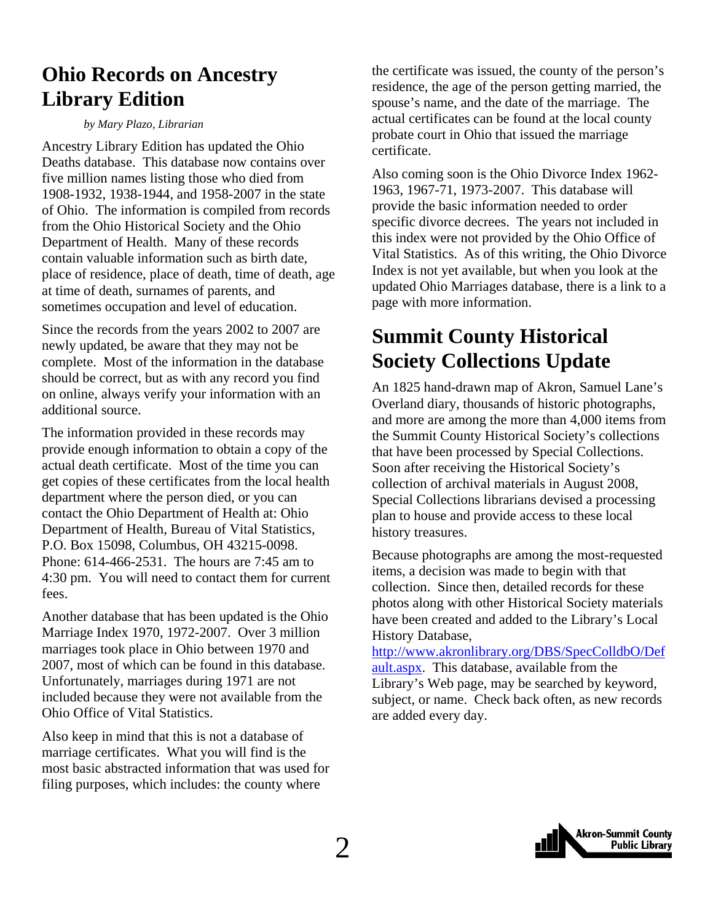# Ohio Records on Ancestry Library Edition

*by Mary Plazo, Librarian*

Ancestry Library Edition has updated the Ohio Deaths database. This database now contains over five million names listing those who died from 1908-1932, 1938-1944, and 1958-2007 in the state of Ohio. The information is compiled from records from the Ohio Historical Society and the Ohio Department of Health. Many of these records contain valuable information such as birth date, place of residence, place of death, time of death, age at time of death, surnames of parents, and sometimes occupation and level of education.

Since the records from the years 2002 to 2007 are newly updated, be aware that they may not be complete. Most of the information in the database should be correct, but as with any record you find on online, always verify your information with an additional source.

The information provided in these records may provide enough information to obtain a copy of the actual death certificate. Most of the time you can get copies of these certificates from the local health department where the person died, or you can contact the Ohio Department of Health at: Ohio Department of Health, Bureau of Vital Statistics, P.O. Box 15098, Columbus, OH 43215-0098. Phone: 614-466-2531. The hours are 7:45 am to 4:30 pm. You will need to contact them for current fees.

Another database that has been updated is the Ohio Marriage Index 1970, 1972-2007. Over 3 million marriages took place in Ohio between 1970 and 2007, most of which can be found in this database. Unfortunately, marriages during 1971 are not included because they were not available from the Ohio Office of Vital Statistics.

Also keep in mind that this is not a database of marriage certificates. What you will find is the most basic abstracted information that was used for filing purposes, which includes: the county where the certificate was issued, the county of the person's residence, the age of the person getting married, the spouse's name, and the date of the marriage. The actual certificates can be found at the local county probate court in Ohio that issued the marriage certificate.

Also coming soon is the Ohio Divorce Index 1962-1963, 1967-71, 1973-2007. This database will provide the basic information needed to order specific divorce decrees. The years not included in this index were not provided by the Ohio Office of Vital Statistics. As of this writing, the Ohio Divorce Index is not yet available, but when you look at the updated Ohio Marriages database, there is a link to a page with more information.

# Summit County Historical Society Collections Update

An 1825 hand-drawn map of Akron, Samuel Lane's Overland diary, thousands of historic photographs, and more are among the more than 4,000 items from the Summit County Historical Society's collections that have been processed by Special Collections. Soon after receiving the Historical Society's collection of archival materials in August 2008, Special Collections librarians devised a processing plan to house and provide access to these local history treasures.

Because photographs are among the most-requested items, a decision was made to begin with that collection. Since then, detailed records for these photos along with other Historical Society materials have been created and added to the Library's Local History Database, http://www.akronlibrary.org/DBS/SpecColldbO/Default.aspx. This database, available from the Library's Web page, may be searched by keyword, subject, or name. Check back often, as new records are added every day.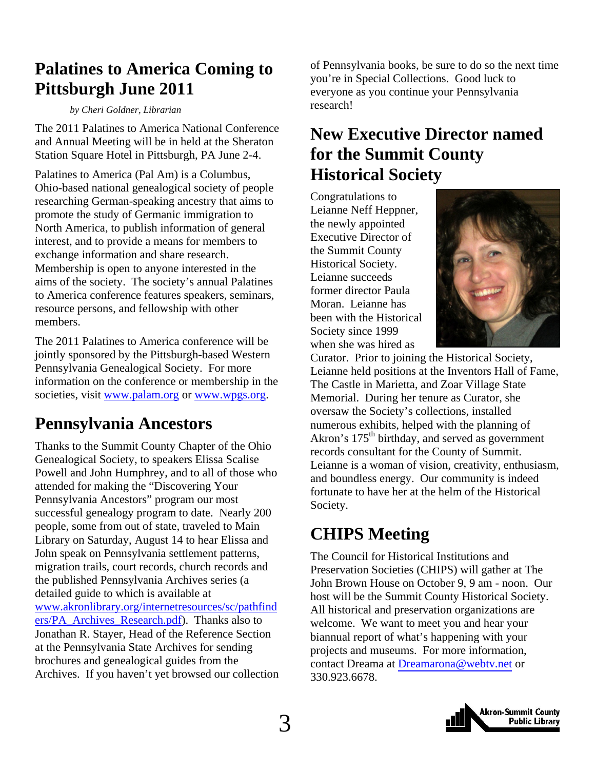## Palatines to America Coming to Pittsburgh June 2011

*by Cheri Goldner, Librarian*

The 2011 Palatines to America National Conference and Annual Meeting will be in held at the Sheraton Station Square Hotel in Pittsburgh, PA June 2-4.

Palatines to America (Pal Am) is a Columbus, Ohio-based national genealogical society of people researching German-speaking ancestry that aims to promote the study of Germanic immigration to North America, to publish information of general interest, and to provide a means for members to exchange information and share research. Membership is open to anyone interested in the aims of the society. The society's annual Palatines to America conference features speakers, seminars, resource persons, and fellowship with other members.

The 2011 Palatines to America conference will be jointly sponsored by the Pittsburgh-based Western Pennsylvania Genealogical Society. For more information on the conference or membership in the societies, visit www.palam.org or www.wpgs.org.

## Pennsylvania Ancestors

Thanks to the Summit County Chapter of the Ohio Genealogical Society, to speakers Elissa Scalise Powell and John Humphrey, and to all of those who attended for making the "Discovering Your Pennsylvania Ancestors" program our most successful genealogy program to date. Nearly 200 people, some from out of state, traveled to Main Library on Saturday, August 14 to hear Elissa and John speak on Pennsylvania settlement patterns, migration trails, court records, church records and the published Pennsylvania Archives series (a detailed guide to which is available at www.akronlibrary.org/internetresources/sc/pathfinders/PA_Archives_Research.pdf). Thanks also to Jonathan R. Stayer, Head of the Reference Section at the Pennsylvania State Archives for sending brochures and genealogical guides from the Archives. If you haven't yet browsed our collection of Pennsylvania books, be sure to do so the next time you're in Special Collections. Good luck to everyone as you continue your Pennsylvania research!

## New Executive Director named for the Summit County Historical Society

Congratulations to Leianne Neff Heppner, the newly appointed Executive Director of the Summit County Historical Society. Leianne succeeds former director Paula Moran. Leianne has been with the Historical Society since 1999 when she was hired as Curator. Prior to joining the Historical Society, Leianne held positions at the Inventors Hall of Fame, The Castle in Marietta, and Zoar Village State Memorial. During her tenure as Curator, she oversaw the Society's collections, installed numerous exhibits, helped with the planning of Akron's 175th birthday, and served as government records consultant for the County of Summit. Leianne is a woman of vision, creativity, enthusiasm, and boundless energy. Our community is indeed fortunate to have her at the helm of the Historical Society.

## CHIPS Meeting

The Council for Historical Institutions and Preservation Societies (CHIPS) will gather at The John Brown House on October 9, 9 am - noon. Our host will be the Summit County Historical Society. All historical and preservation organizations are welcome. We want to meet you and hear your biannual report of what's happening with your projects and museums. For more information, contact Dreama at Dreamarona@webtv.net or 330.923.6678.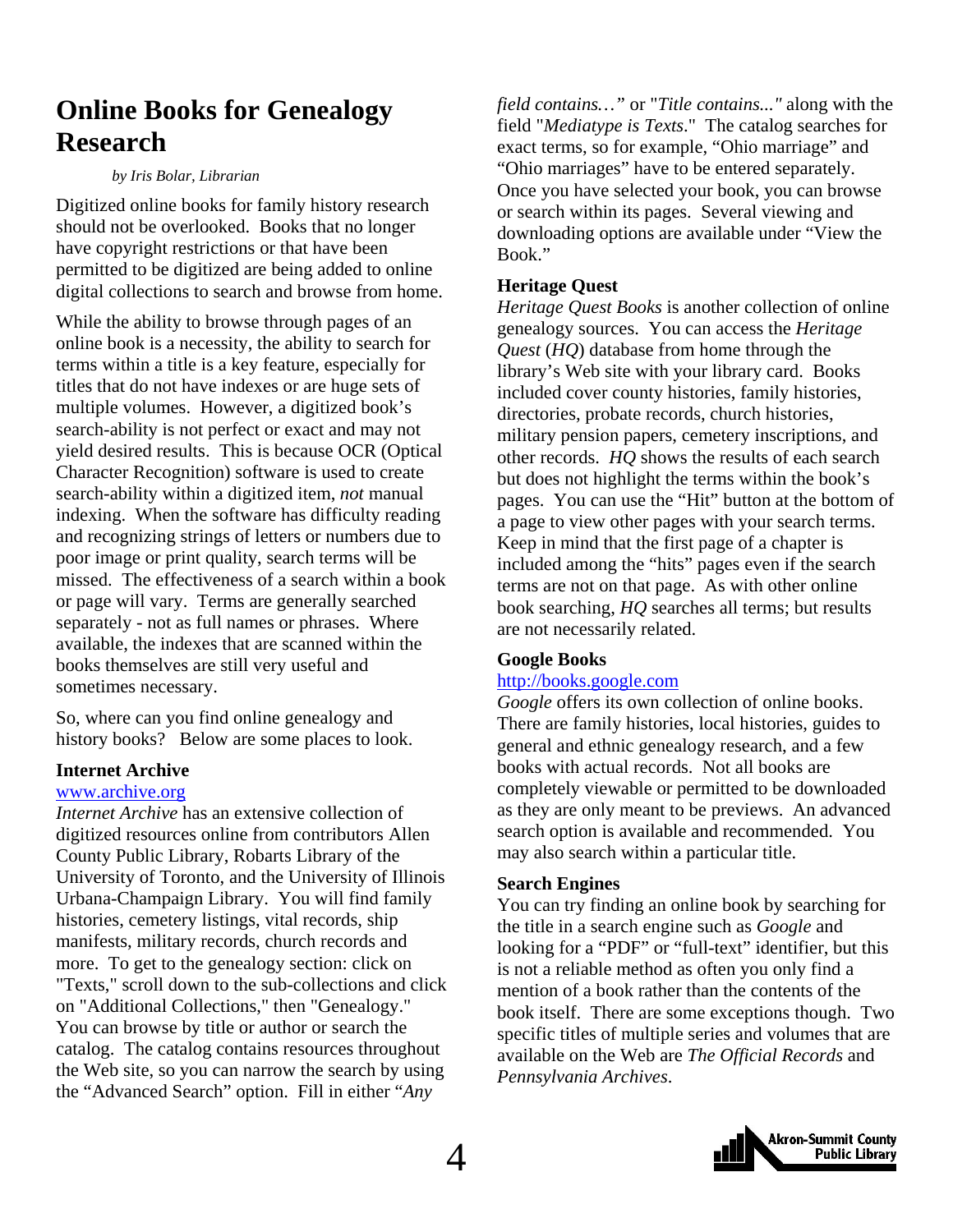# Online Books for Genealogy Research

*by Iris Bolar, Librarian*

Digitized online books for family history research should not be overlooked. Books that no longer have copyright restrictions or that have been permitted to be digitized are being added to online digital collections to search and browse from home.

While the ability to browse through pages of an online book is a necessity, the ability to search for terms within a title is a key feature, especially for titles that do not have indexes or are huge sets of multiple volumes. However, a digitized book's search-ability is not perfect or exact and may not yield desired results. This is because OCR (Optical Character Recognition) software is used to create search-ability within a digitized item, *not* manual indexing. When the software has difficulty reading and recognizing strings of letters or numbers due to poor image or print quality, search terms will be missed. The effectiveness of a search within a book or page will vary. Terms are generally searched separately - not as full names or phrases. Where available, the indexes that are scanned within the books themselves are still very useful and sometimes necessary.

So, where can you find online genealogy and history books? Below are some places to look.

**Internet Archive**
[www.archive.org](www.archive.org)
*Internet Archive* has an extensive collection of digitized resources online from contributors Allen County Public Library, Robarts Library of the University of Toronto, and the University of Illinois Urbana-Champaign Library. You will find family histories, cemetery listings, vital records, ship manifests, military records, church records and more. To get to the genealogy section: click on "Texts," scroll down to the sub-collections and click on "Additional Collections," then "Genealogy." You can browse by title or author or search the catalog. The catalog contains resources throughout the Web site, so you can narrow the search by using the "Advanced Search" option. Fill in either "*Any field contains…*" or "*Title contains...*" along with the field "*Mediatype is Texts*." The catalog searches for exact terms, so for example, "Ohio marriage" and "Ohio marriages" have to be entered separately. Once you have selected your book, you can browse or search within its pages. Several viewing and downloading options are available under "View the Book."

**Heritage Quest**
*Heritage Quest Books* is another collection of online genealogy sources. You can access the *Heritage Quest* (*HQ*) database from home through the library's Web site with your library card. Books included cover county histories, family histories, directories, probate records, church histories, military pension papers, cemetery inscriptions, and other records. *HQ* shows the results of each search but does not highlight the terms within the book's pages. You can use the "Hit" button at the bottom of a page to view other pages with your search terms. Keep in mind that the first page of a chapter is included among the "hits" pages even if the search terms are not on that page. As with other online book searching, *HQ* searches all terms; but results are not necessarily related.

**Google Books**
[http://books.google.com](http://books.google.com)
*Google* offers its own collection of online books. There are family histories, local histories, guides to general and ethnic genealogy research, and a few books with actual records. Not all books are completely viewable or permitted to be downloaded as they are only meant to be previews. An advanced search option is available and recommended. You may also search within a particular title.

**Search Engines**
You can try finding an online book by searching for the title in a search engine such as *Google* and looking for a "PDF" or "full-text" identifier, but this is not a reliable method as often you only find a mention of a book rather than the contents of the book itself. There are some exceptions though. Two specific titles of multiple series and volumes that are available on the Web are *The Official Records* and *Pennsylvania Archives*.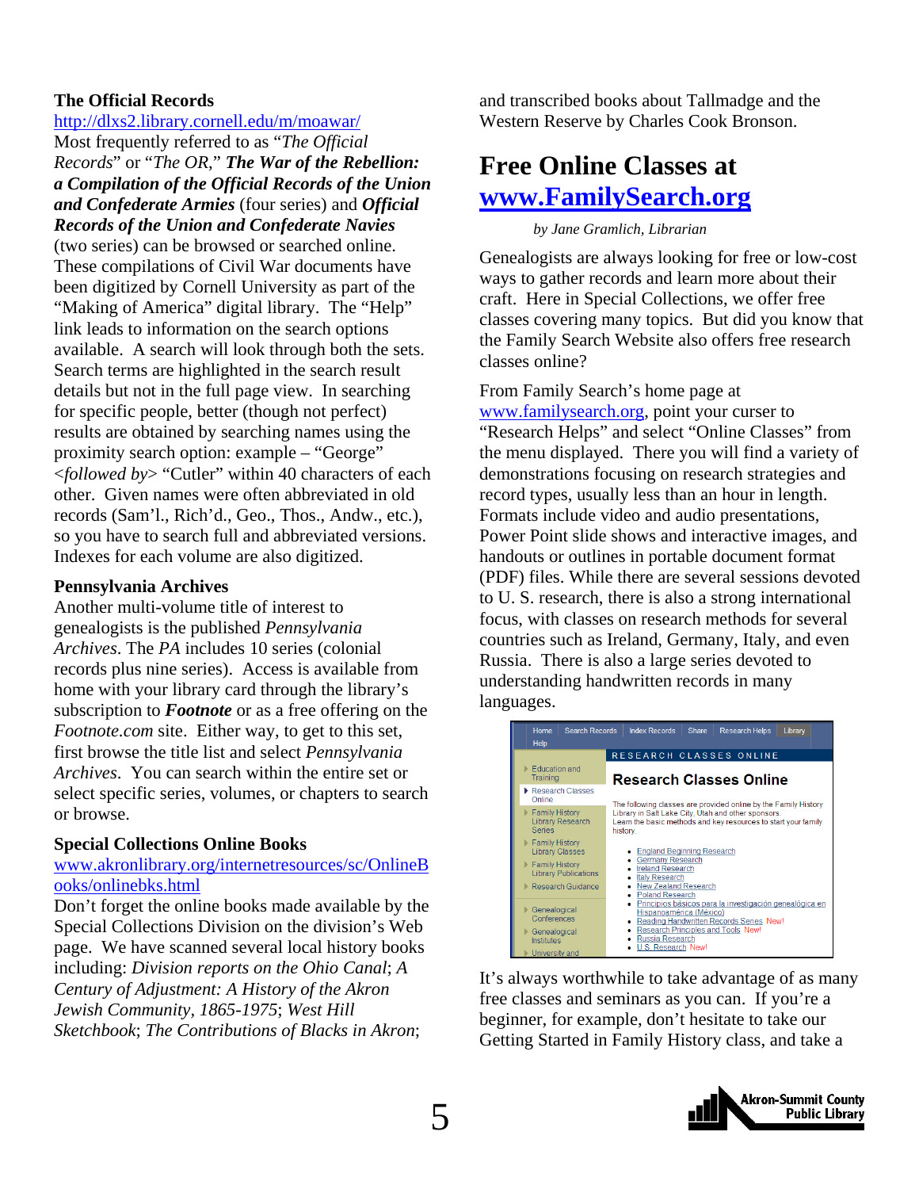### The Official Records

http://dlxs2.library.cornell.edu/m/moawar/

Most frequently referred to as "*The Official Records*" or "*The OR*," ***The War of the Rebellion: a Compilation of the Official Records of the Union and Confederate Armies*** (four series) and ***Official Records of the Union and Confederate Navies*** (two series) can be browsed or searched online. These compilations of Civil War documents have been digitized by Cornell University as part of the "Making of America" digital library. The "Help" link leads to information on the search options available. A search will look through both the sets. Search terms are highlighted in the search result details but not in the full page view. In searching for specific people, better (though not perfect) results are obtained by searching names using the proximity search option: example – "George" <*followed by*> "Cutler" within 40 characters of each other. Given names were often abbreviated in old records (Sam'l., Rich'd., Geo., Thos., Andw., etc.), so you have to search full and abbreviated versions. Indexes for each volume are also digitized.

### Pennsylvania Archives

Another multi-volume title of interest to genealogists is the published *Pennsylvania Archives*. The *PA* includes 10 series (colonial records plus nine series). Access is available from home with your library card through the library's subscription to ***Footnote*** or as a free offering on the *Footnote.com* site. Either way, to get to this set, first browse the title list and select *Pennsylvania Archives*. You can search within the entire set or select specific series, volumes, or chapters to search or browse.

### Special Collections Online Books

www.akronlibrary.org/internetresources/sc/OnlineBooks/onlinebks.html

Don't forget the online books made available by the Special Collections Division on the division's Web page. We have scanned several local history books including: *Division reports on the Ohio Canal*; *A Century of Adjustment: A History of the Akron Jewish Community, 1865-1975*; *West Hill Sketchbook*; *The Contributions of Blacks in Akron*; and transcribed books about Tallmadge and the Western Reserve by Charles Cook Bronson.

# Free Online Classes at www.FamilySearch.org

*by Jane Gramlich, Librarian*

Genealogists are always looking for free or low-cost ways to gather records and learn more about their craft. Here in Special Collections, we offer free classes covering many topics. But did you know that the Family Search Website also offers free research classes online?

From Family Search's home page at www.familysearch.org, point your curser to "Research Helps" and select "Online Classes" from the menu displayed. There you will find a variety of demonstrations focusing on research strategies and record types, usually less than an hour in length. Formats include video and audio presentations, Power Point slide shows and interactive images, and handouts or outlines in portable document format (PDF) files. While there are several sessions devoted to U. S. research, there is also a strong international focus, with classes on research methods for several countries such as Ireland, Germany, Italy, and even Russia. There is also a large series devoted to understanding handwritten records in many languages.

It's always worthwhile to take advantage of as many free classes and seminars as you can. If you're a beginner, for example, don't hesitate to take our Getting Started in Family History class, and take a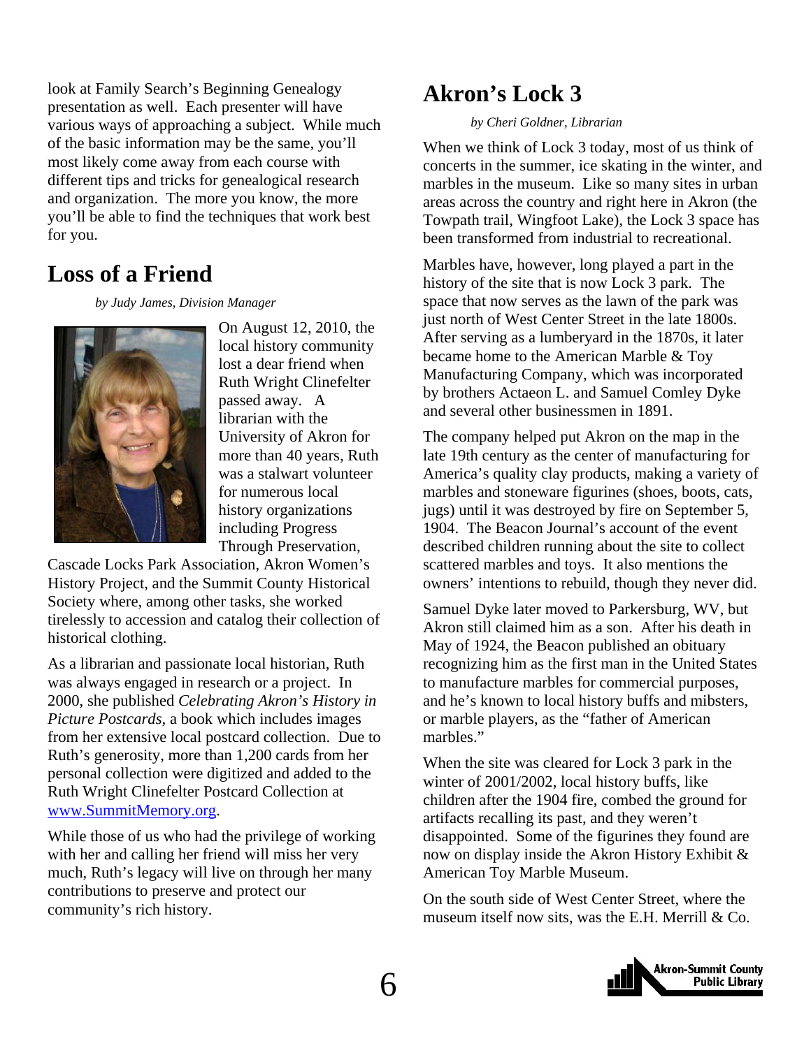look at Family Search's Beginning Genealogy presentation as well. Each presenter will have various ways of approaching a subject. While much of the basic information may be the same, you'll most likely come away from each course with different tips and tricks for genealogical research and organization. The more you know, the more you'll be able to find the techniques that work best for you.

## Loss of a Friend

*by Judy James, Division Manager*

On August 12, 2010, the local history community lost a dear friend when Ruth Wright Clinefelter passed away. A librarian with the University of Akron for more than 40 years, Ruth was a stalwart volunteer for numerous local history organizations including Progress Through Preservation, Cascade Locks Park Association, Akron Women's History Project, and the Summit County Historical Society where, among other tasks, she worked tirelessly to accession and catalog their collection of historical clothing.

As a librarian and passionate local historian, Ruth was always engaged in research or a project. In 2000, she published *Celebrating Akron's History in Picture Postcards*, a book which includes images from her extensive local postcard collection. Due to Ruth's generosity, more than 1,200 cards from her personal collection were digitized and added to the Ruth Wright Clinefelter Postcard Collection at www.SummitMemory.org.

While those of us who had the privilege of working with her and calling her friend will miss her very much, Ruth's legacy will live on through her many contributions to preserve and protect our community's rich history.

## Akron's Lock 3

*by Cheri Goldner, Librarian*

When we think of Lock 3 today, most of us think of concerts in the summer, ice skating in the winter, and marbles in the museum. Like so many sites in urban areas across the country and right here in Akron (the Towpath trail, Wingfoot Lake), the Lock 3 space has been transformed from industrial to recreational.

Marbles have, however, long played a part in the history of the site that is now Lock 3 park. The space that now serves as the lawn of the park was just north of West Center Street in the late 1800s. After serving as a lumberyard in the 1870s, it later became home to the American Marble & Toy Manufacturing Company, which was incorporated by brothers Actaeon L. and Samuel Comley Dyke and several other businessmen in 1891.

The company helped put Akron on the map in the late 19th century as the center of manufacturing for America's quality clay products, making a variety of marbles and stoneware figurines (shoes, boots, cats, jugs) until it was destroyed by fire on September 5, 1904. The Beacon Journal's account of the event described children running about the site to collect scattered marbles and toys. It also mentions the owners' intentions to rebuild, though they never did.

Samuel Dyke later moved to Parkersburg, WV, but Akron still claimed him as a son. After his death in May of 1924, the Beacon published an obituary recognizing him as the first man in the United States to manufacture marbles for commercial purposes, and he's known to local history buffs and mibsters, or marble players, as the "father of American marbles."

When the site was cleared for Lock 3 park in the winter of 2001/2002, local history buffs, like children after the 1904 fire, combed the ground for artifacts recalling its past, and they weren't disappointed. Some of the figurines they found are now on display inside the Akron History Exhibit & American Toy Marble Museum.

On the south side of West Center Street, where the museum itself now sits, was the E.H. Merrill & Co.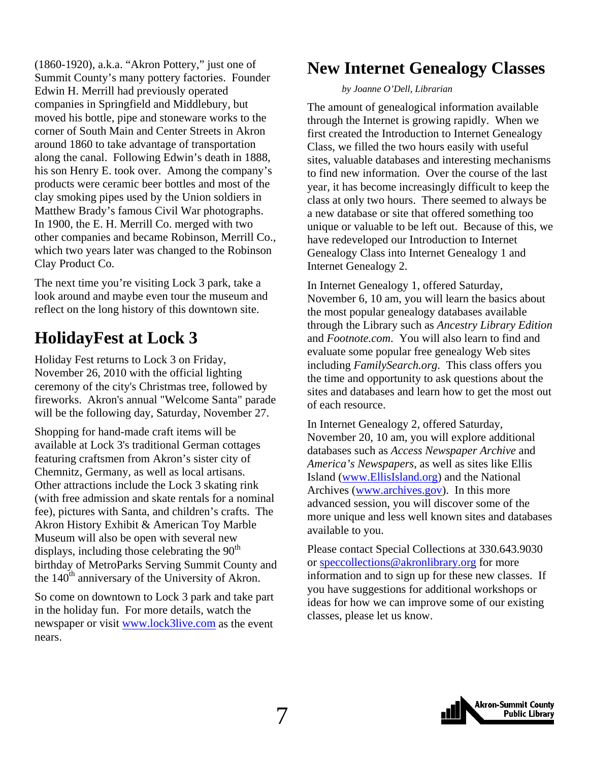(1860-1920), a.k.a. "Akron Pottery," just one of Summit County's many pottery factories. Founder Edwin H. Merrill had previously operated companies in Springfield and Middlebury, but moved his bottle, pipe and stoneware works to the corner of South Main and Center Streets in Akron around 1860 to take advantage of transportation along the canal. Following Edwin's death in 1888, his son Henry E. took over. Among the company's products were ceramic beer bottles and most of the clay smoking pipes used by the Union soldiers in Matthew Brady's famous Civil War photographs. In 1900, the E. H. Merrill Co. merged with two other companies and became Robinson, Merrill Co., which two years later was changed to the Robinson Clay Product Co.

The next time you're visiting Lock 3 park, take a look around and maybe even tour the museum and reflect on the long history of this downtown site.

# HolidayFest at Lock 3

Holiday Fest returns to Lock 3 on Friday, November 26, 2010 with the official lighting ceremony of the city's Christmas tree, followed by fireworks. Akron's annual "Welcome Santa" parade will be the following day, Saturday, November 27.

Shopping for hand-made craft items will be available at Lock 3's traditional German cottages featuring craftsmen from Akron's sister city of Chemnitz, Germany, as well as local artisans. Other attractions include the Lock 3 skating rink (with free admission and skate rentals for a nominal fee), pictures with Santa, and children's crafts. The Akron History Exhibit & American Toy Marble Museum will also be open with several new displays, including those celebrating the 90th birthday of MetroParks Serving Summit County and the 140th anniversary of the University of Akron.

So come on downtown to Lock 3 park and take part in the holiday fun. For more details, watch the newspaper or visit www.lock3live.com as the event nears.

# New Internet Genealogy Classes

*by Joanne O'Dell, Librarian*

The amount of genealogical information available through the Internet is growing rapidly. When we first created the Introduction to Internet Genealogy Class, we filled the two hours easily with useful sites, valuable databases and interesting mechanisms to find new information. Over the course of the last year, it has become increasingly difficult to keep the class at only two hours. There seemed to always be a new database or site that offered something too unique or valuable to be left out. Because of this, we have redeveloped our Introduction to Internet Genealogy Class into Internet Genealogy 1 and Internet Genealogy 2.

In Internet Genealogy 1, offered Saturday, November 6, 10 am, you will learn the basics about the most popular genealogy databases available through the Library such as *Ancestry Library Edition* and *Footnote.com*. You will also learn to find and evaluate some popular free genealogy Web sites including *FamilySearch.org*. This class offers you the time and opportunity to ask questions about the sites and databases and learn how to get the most out of each resource.

In Internet Genealogy 2, offered Saturday, November 20, 10 am, you will explore additional databases such as *Access Newspaper Archive* and *America's Newspapers*, as well as sites like Ellis Island (www.EllisIsland.org) and the National Archives (www.archives.gov). In this more advanced session, you will discover some of the more unique and less well known sites and databases available to you.

Please contact Special Collections at 330.643.9030 or speccollections@akronlibrary.org for more information and to sign up for these new classes. If you have suggestions for additional workshops or ideas for how we can improve some of our existing classes, please let us know.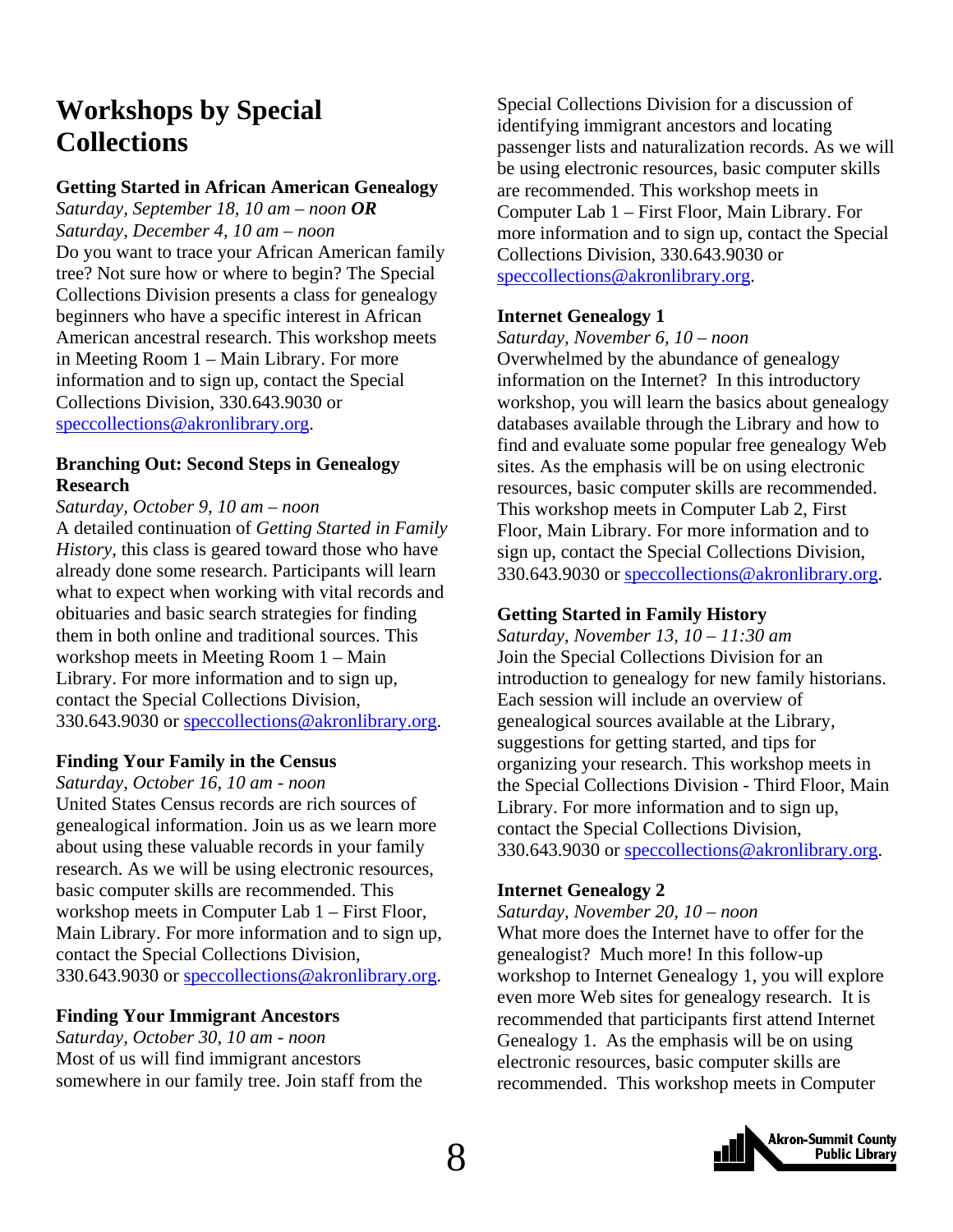# Workshops by Special Collections

### Getting Started in African American Genealogy

*Saturday, September 18, 10 am – noon* ***OR***
*Saturday, December 4, 10 am – noon*
Do you want to trace your African American family tree? Not sure how or where to begin? The Special Collections Division presents a class for genealogy beginners who have a specific interest in African American ancestral research. This workshop meets in Meeting Room 1 – Main Library. For more information and to sign up, contact the Special Collections Division, 330.643.9030 or speccollections@akronlibrary.org.

### Branching Out: Second Steps in Genealogy Research

*Saturday, October 9, 10 am – noon*
A detailed continuation of *Getting Started in Family History*, this class is geared toward those who have already done some research. Participants will learn what to expect when working with vital records and obituaries and basic search strategies for finding them in both online and traditional sources. This workshop meets in Meeting Room 1 – Main Library. For more information and to sign up, contact the Special Collections Division, 330.643.9030 or speccollections@akronlibrary.org.

### Finding Your Family in the Census

*Saturday, October 16, 10 am - noon*
United States Census records are rich sources of genealogical information. Join us as we learn more about using these valuable records in your family research. As we will be using electronic resources, basic computer skills are recommended. This workshop meets in Computer Lab 1 – First Floor, Main Library. For more information and to sign up, contact the Special Collections Division, 330.643.9030 or speccollections@akronlibrary.org.

### Finding Your Immigrant Ancestors

*Saturday, October 30, 10 am - noon*
Most of us will find immigrant ancestors somewhere in our family tree. Join staff from the Special Collections Division for a discussion of identifying immigrant ancestors and locating passenger lists and naturalization records. As we will be using electronic resources, basic computer skills are recommended. This workshop meets in Computer Lab 1 – First Floor, Main Library. For more information and to sign up, contact the Special Collections Division, 330.643.9030 or speccollections@akronlibrary.org.

### Internet Genealogy 1

*Saturday, November 6, 10 – noon*
Overwhelmed by the abundance of genealogy information on the Internet? In this introductory workshop, you will learn the basics about genealogy databases available through the Library and how to find and evaluate some popular free genealogy Web sites. As the emphasis will be on using electronic resources, basic computer skills are recommended. This workshop meets in Computer Lab 2, First Floor, Main Library. For more information and to sign up, contact the Special Collections Division, 330.643.9030 or speccollections@akronlibrary.org.

### Getting Started in Family History

*Saturday, November 13, 10 – 11:30 am*
Join the Special Collections Division for an introduction to genealogy for new family historians. Each session will include an overview of genealogical sources available at the Library, suggestions for getting started, and tips for organizing your research. This workshop meets in the Special Collections Division - Third Floor, Main Library. For more information and to sign up, contact the Special Collections Division, 330.643.9030 or speccollections@akronlibrary.org.

### Internet Genealogy 2

*Saturday, November 20, 10 – noon*
What more does the Internet have to offer for the genealogist? Much more! In this follow-up workshop to Internet Genealogy 1, you will explore even more Web sites for genealogy research. It is recommended that participants first attend Internet Genealogy 1. As the emphasis will be on using electronic resources, basic computer skills are recommended. This workshop meets in Computer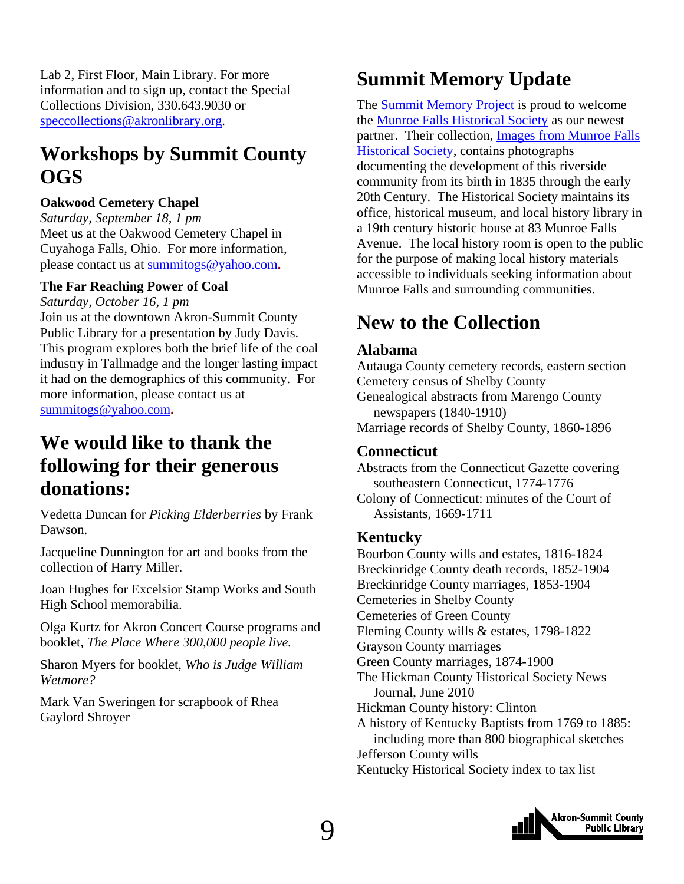Lab 2, First Floor, Main Library. For more information and to sign up, contact the Special Collections Division, 330.643.9030 or speccollections@akronlibrary.org.

## Workshops by Summit County OGS

**Oakwood Cemetery Chapel**
*Saturday, September 18, 1 pm*
Meet us at the Oakwood Cemetery Chapel in Cuyahoga Falls, Ohio. For more information, please contact us at summitogs@yahoo.com.

**The Far Reaching Power of Coal**
*Saturday, October 16, 1 pm*
Join us at the downtown Akron-Summit County Public Library for a presentation by Judy Davis. This program explores both the brief life of the coal industry in Tallmadge and the longer lasting impact it had on the demographics of this community. For more information, please contact us at summitogs@yahoo.com.

## We would like to thank the following for their generous donations:

Vedetta Duncan for *Picking Elderberries* by Frank Dawson.

Jacqueline Dunnington for art and books from the collection of Harry Miller.

Joan Hughes for Excelsior Stamp Works and South High School memorabilia.

Olga Kurtz for Akron Concert Course programs and booklet, *The Place Where 300,000 people live.*

Sharon Myers for booklet, *Who is Judge William Wetmore?*

Mark Van Sweringen for scrapbook of Rhea Gaylord Shroyer

## Summit Memory Update

The Summit Memory Project is proud to welcome the Munroe Falls Historical Society as our newest partner. Their collection, Images from Munroe Falls Historical Society, contains photographs documenting the development of this riverside community from its birth in 1835 through the early 20th Century. The Historical Society maintains its office, historical museum, and local history library in a 19th century historic house at 83 Munroe Falls Avenue. The local history room is open to the public for the purpose of making local history materials accessible to individuals seeking information about Munroe Falls and surrounding communities.

## New to the Collection

### Alabama

Autauga County cemetery records, eastern section
Cemetery census of Shelby County
Genealogical abstracts from Marengo County newspapers (1840-1910)
Marriage records of Shelby County, 1860-1896

### Connecticut

Abstracts from the Connecticut Gazette covering southeastern Connecticut, 1774-1776
Colony of Connecticut: minutes of the Court of Assistants, 1669-1711

### Kentucky

Bourbon County wills and estates, 1816-1824
Breckinridge County death records, 1852-1904
Breckinridge County marriages, 1853-1904
Cemeteries in Shelby County
Cemeteries of Green County
Fleming County wills & estates, 1798-1822
Grayson County marriages
Green County marriages, 1874-1900
The Hickman County Historical Society News Journal, June 2010
Hickman County history: Clinton
A history of Kentucky Baptists from 1769 to 1885: including more than 800 biographical sketches
Jefferson County wills
Kentucky Historical Society index to tax list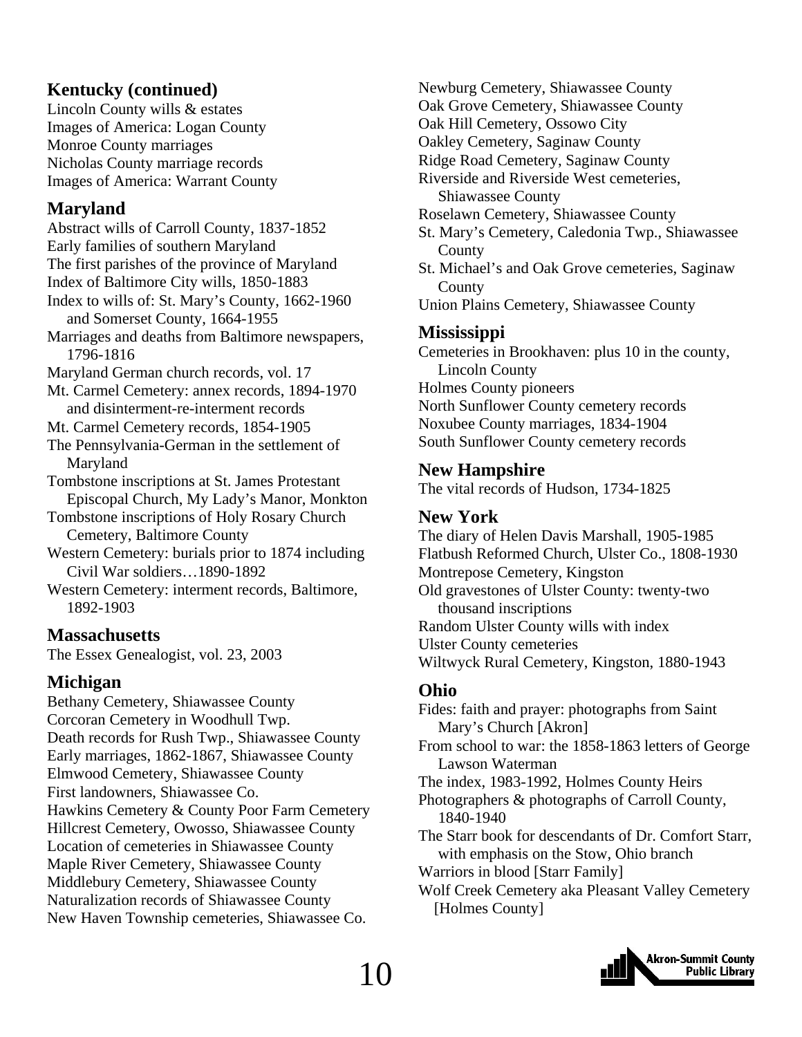## Kentucky (continued)

Lincoln County wills & estates
Images of America: Logan County
Monroe County marriages
Nicholas County marriage records
Images of America: Warrant County

## Maryland

Abstract wills of Carroll County, 1837-1852
Early families of southern Maryland
The first parishes of the province of Maryland
Index of Baltimore City wills, 1850-1883
Index to wills of: St. Mary's County, 1662-1960 and Somerset County, 1664-1955
Marriages and deaths from Baltimore newspapers, 1796-1816
Maryland German church records, vol. 17
Mt. Carmel Cemetery: annex records, 1894-1970 and disinterment-re-interment records
Mt. Carmel Cemetery records, 1854-1905
The Pennsylvania-German in the settlement of Maryland
Tombstone inscriptions at St. James Protestant Episcopal Church, My Lady's Manor, Monkton
Tombstone inscriptions of Holy Rosary Church Cemetery, Baltimore County
Western Cemetery: burials prior to 1874 including Civil War soldiers…1890-1892
Western Cemetery: interment records, Baltimore, 1892-1903

## Massachusetts

The Essex Genealogist, vol. 23, 2003

## Michigan

Bethany Cemetery, Shiawassee County
Corcoran Cemetery in Woodhull Twp.
Death records for Rush Twp., Shiawassee County
Early marriages, 1862-1867, Shiawassee County
Elmwood Cemetery, Shiawassee County
First landowners, Shiawassee Co.
Hawkins Cemetery & County Poor Farm Cemetery
Hillcrest Cemetery, Owosso, Shiawassee County
Location of cemeteries in Shiawassee County
Maple River Cemetery, Shiawassee County
Middlebury Cemetery, Shiawassee County
Naturalization records of Shiawassee County
New Haven Township cemeteries, Shiawassee Co.
Newburg Cemetery, Shiawassee County
Oak Grove Cemetery, Shiawassee County
Oak Hill Cemetery, Ossowo City
Oakley Cemetery, Saginaw County
Ridge Road Cemetery, Saginaw County
Riverside and Riverside West cemeteries, Shiawassee County
Roselawn Cemetery, Shiawassee County
St. Mary's Cemetery, Caledonia Twp., Shiawassee County
St. Michael's and Oak Grove cemeteries, Saginaw County
Union Plains Cemetery, Shiawassee County

## Mississippi

Cemeteries in Brookhaven: plus 10 in the county, Lincoln County
Holmes County pioneers
North Sunflower County cemetery records
Noxubee County marriages, 1834-1904
South Sunflower County cemetery records

## New Hampshire

The vital records of Hudson, 1734-1825

## New York

The diary of Helen Davis Marshall, 1905-1985
Flatbush Reformed Church, Ulster Co., 1808-1930
Montrepose Cemetery, Kingston
Old gravestones of Ulster County: twenty-two thousand inscriptions
Random Ulster County wills with index
Ulster County cemeteries
Wiltwyck Rural Cemetery, Kingston, 1880-1943

## Ohio

Fides: faith and prayer: photographs from Saint Mary's Church [Akron]
From school to war: the 1858-1863 letters of George Lawson Waterman
The index, 1983-1992, Holmes County Heirs
Photographers & photographs of Carroll County, 1840-1940
The Starr book for descendants of Dr. Comfort Starr, with emphasis on the Stow, Ohio branch
Warriors in blood [Starr Family]
Wolf Creek Cemetery aka Pleasant Valley Cemetery [Holmes County]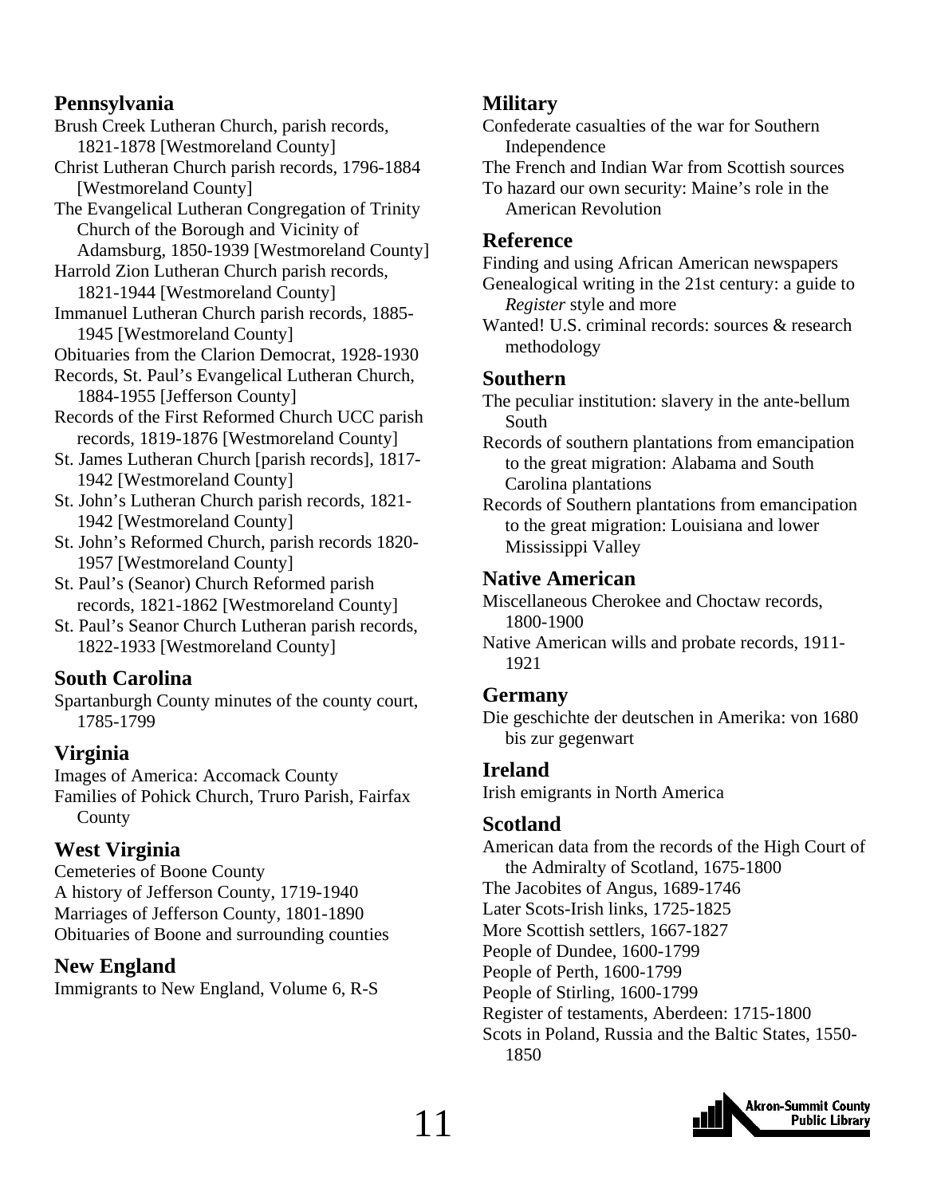## Pennsylvania

Brush Creek Lutheran Church, parish records, 1821-1878 [Westmoreland County]
Christ Lutheran Church parish records, 1796-1884 [Westmoreland County]
The Evangelical Lutheran Congregation of Trinity Church of the Borough and Vicinity of Adamsburg, 1850-1939 [Westmoreland County]
Harrold Zion Lutheran Church parish records, 1821-1944 [Westmoreland County]
Immanuel Lutheran Church parish records, 1885-1945 [Westmoreland County]
Obituaries from the Clarion Democrat, 1928-1930
Records, St. Paul's Evangelical Lutheran Church, 1884-1955 [Jefferson County]
Records of the First Reformed Church UCC parish records, 1819-1876 [Westmoreland County]
St. James Lutheran Church [parish records], 1817-1942 [Westmoreland County]
St. John's Lutheran Church parish records, 1821-1942 [Westmoreland County]
St. John's Reformed Church, parish records 1820-1957 [Westmoreland County]
St. Paul's (Seanor) Church Reformed parish records, 1821-1862 [Westmoreland County]
St. Paul's Seanor Church Lutheran parish records, 1822-1933 [Westmoreland County]

## South Carolina

Spartanburgh County minutes of the county court, 1785-1799

## Virginia

Images of America: Accomack County
Families of Pohick Church, Truro Parish, Fairfax County

## West Virginia

Cemeteries of Boone County
A history of Jefferson County, 1719-1940
Marriages of Jefferson County, 1801-1890
Obituaries of Boone and surrounding counties

## New England

Immigrants to New England, Volume 6, R-S

## Military

Confederate casualties of the war for Southern Independence
The French and Indian War from Scottish sources
To hazard our own security: Maine's role in the American Revolution

## Reference

Finding and using African American newspapers
Genealogical writing in the 21st century: a guide to *Register* style and more
Wanted! U.S. criminal records: sources & research methodology

## Southern

The peculiar institution: slavery in the ante-bellum South
Records of southern plantations from emancipation to the great migration: Alabama and South Carolina plantations
Records of Southern plantations from emancipation to the great migration: Louisiana and lower Mississippi Valley

## Native American

Miscellaneous Cherokee and Choctaw records, 1800-1900
Native American wills and probate records, 1911-1921

## Germany

Die geschichte der deutschen in Amerika: von 1680 bis zur gegenwart

## Ireland

Irish emigrants in North America

## Scotland

American data from the records of the High Court of the Admiralty of Scotland, 1675-1800
The Jacobites of Angus, 1689-1746
Later Scots-Irish links, 1725-1825
More Scottish settlers, 1667-1827
People of Dundee, 1600-1799
People of Perth, 1600-1799
People of Stirling, 1600-1799
Register of testaments, Aberdeen: 1715-1800
Scots in Poland, Russia and the Baltic States, 1550-1850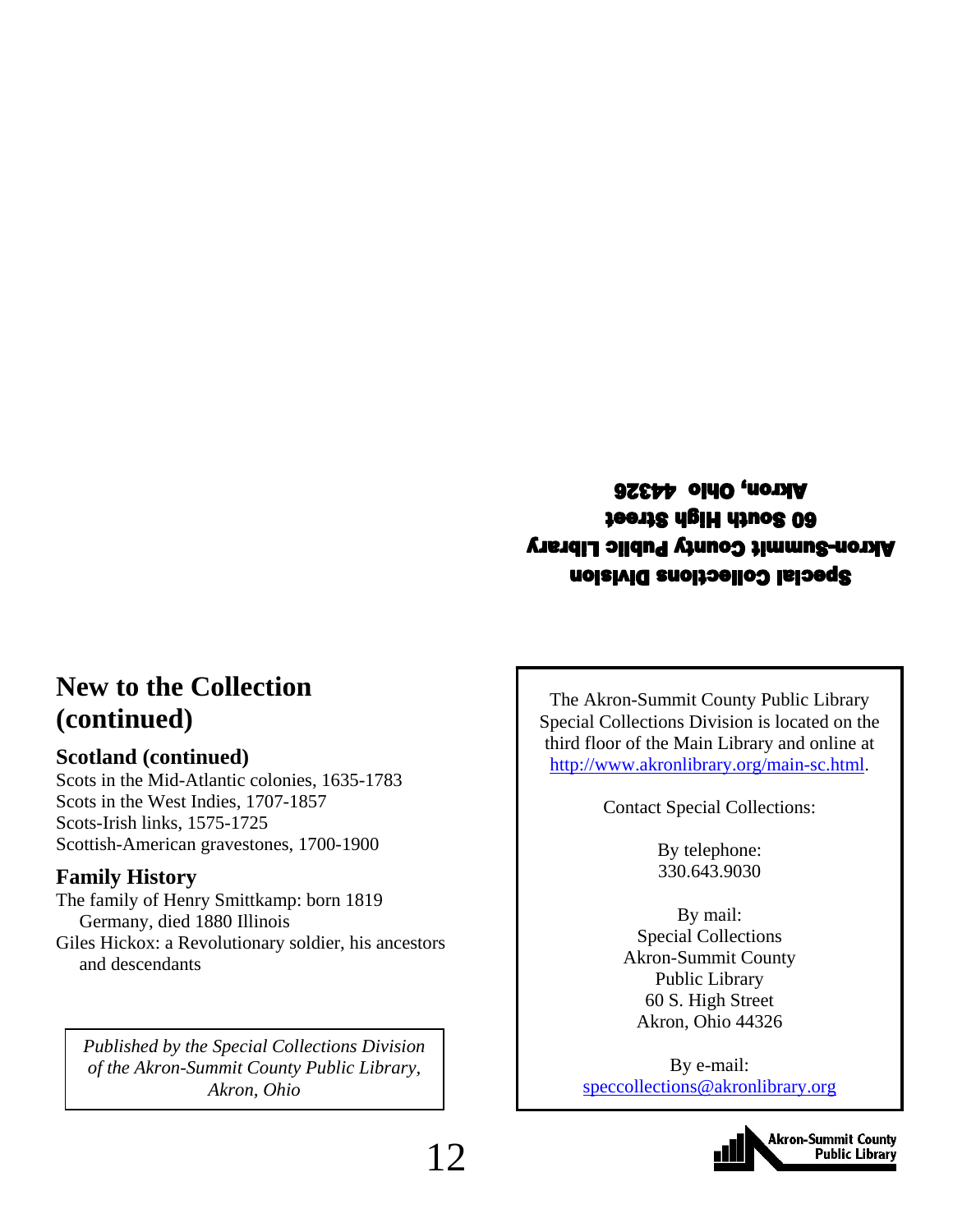Special Collections Division
Akron-Summit County Public Library
60 South High Street
Akron, Ohio 44326

## New to the Collection (continued)

### Scotland (continued)

Scots in the Mid-Atlantic colonies, 1635-1783
Scots in the West Indies, 1707-1857
Scots-Irish links, 1575-1725
Scottish-American gravestones, 1700-1900

### Family History

The family of Henry Smittkamp: born 1819 Germany, died 1880 Illinois
Giles Hickox: a Revolutionary soldier, his ancestors and descendants

*Published by the Special Collections Division of the Akron-Summit County Public Library, Akron, Ohio*

The Akron-Summit County Public Library Special Collections Division is located on the third floor of the Main Library and online at http://www.akronlibrary.org/main-sc.html.

Contact Special Collections:

By telephone:
330.643.9030

By mail:
Special Collections
Akron-Summit County
Public Library
60 S. High Street
Akron, Ohio 44326

By e-mail:
speccollections@akronlibrary.org

Akron-Summit County Public Library